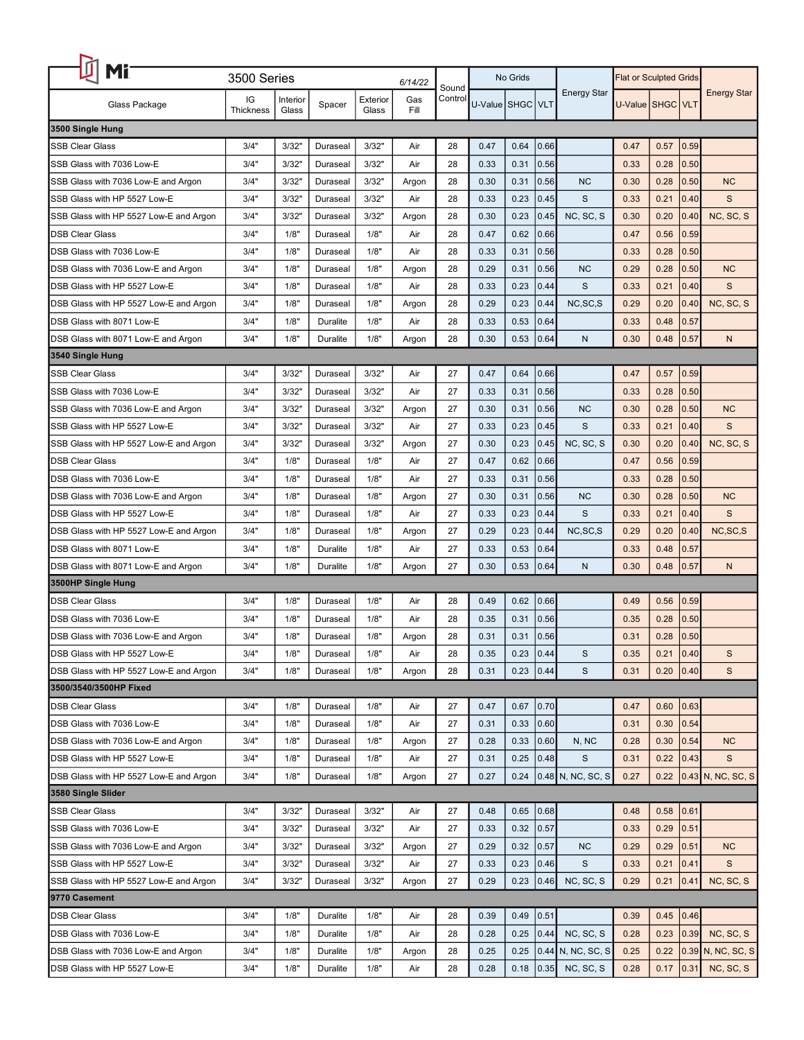| Glass Package | IG Thickness | Interior Glass | Spacer | Exterior Glass | Gas Fill | Sound Control | No Grids U-Value | No Grids SHGC | No Grids VLT | Energy Star | Flat or Sculpted Grids U-Value | Flat or Sculpted Grids SHGC | Flat or Sculpted Grids VLT | Energy Star |
|---|---|---|---|---|---|---|---|---|---|---|---|---|---|---|
| **3500 Series** | | | | | | | | | | | | | | |
| **3500 Single Hung** | | | | | | | | | | | | | | |
| SSB Clear Glass | 3/4" | 3/32" | Duraseal | 3/32" | Air | 28 | 0.47 | 0.64 | 0.66 | | 0.47 | 0.57 | 0.59 | |
| SSB Glass with 7036 Low-E | 3/4" | 3/32" | Duraseal | 3/32" | Air | 28 | 0.33 | 0.31 | 0.56 | | 0.33 | 0.28 | 0.50 | |
| SSB Glass with 7036 Low-E and Argon | 3/4" | 3/32" | Duraseal | 3/32" | Argon | 28 | 0.30 | 0.31 | 0.56 | NC | 0.30 | 0.28 | 0.50 | NC |
| SSB Glass with HP 5527 Low-E | 3/4" | 3/32" | Duraseal | 3/32" | Air | 28 | 0.33 | 0.23 | 0.45 | S | 0.33 | 0.21 | 0.40 | S |
| SSB Glass with HP 5527 Low-E and Argon | 3/4" | 3/32" | Duraseal | 3/32" | Argon | 28 | 0.30 | 0.23 | 0.45 | NC, SC, S | 0.30 | 0.20 | 0.40 | NC, SC, S |
| DSB Clear Glass | 3/4" | 1/8" | Duraseal | 1/8" | Air | 28 | 0.47 | 0.62 | 0.66 | | 0.47 | 0.56 | 0.59 | |
| DSB Glass with 7036 Low-E | 3/4" | 1/8" | Duraseal | 1/8" | Air | 28 | 0.33 | 0.31 | 0.56 | | 0.33 | 0.28 | 0.50 | |
| DSB Glass with 7036 Low-E and Argon | 3/4" | 1/8" | Duraseal | 1/8" | Argon | 28 | 0.29 | 0.31 | 0.56 | NC | 0.29 | 0.28 | 0.50 | NC |
| DSB Glass with HP 5527 Low-E | 3/4" | 1/8" | Duraseal | 1/8" | Air | 28 | 0.33 | 0.23 | 0.44 | S | 0.33 | 0.21 | 0.40 | S |
| DSB Glass with HP 5527 Low-E and Argon | 3/4" | 1/8" | Duraseal | 1/8" | Argon | 28 | 0.29 | 0.23 | 0.44 | NC,SC,S | 0.29 | 0.20 | 0.40 | NC, SC, S |
| DSB Glass with 8071 Low-E | 3/4" | 1/8" | Duralite | 1/8" | Air | 28 | 0.33 | 0.53 | 0.64 | | 0.33 | 0.48 | 0.57 | |
| DSB Glass with 8071 Low-E and Argon | 3/4" | 1/8" | Duralite | 1/8" | Argon | 28 | 0.30 | 0.53 | 0.64 | N | 0.30 | 0.48 | 0.57 | N |
| **3540 Single Hung** | | | | | | | | | | | | | | |
| SSB Clear Glass | 3/4" | 3/32" | Duraseal | 3/32" | Air | 27 | 0.47 | 0.64 | 0.66 | | 0.47 | 0.57 | 0.59 | |
| SSB Glass with 7036 Low-E | 3/4" | 3/32" | Duraseal | 3/32" | Air | 27 | 0.33 | 0.31 | 0.56 | | 0.33 | 0.28 | 0.50 | |
| SSB Glass with 7036 Low-E and Argon | 3/4" | 3/32" | Duraseal | 3/32" | Argon | 27 | 0.30 | 0.31 | 0.56 | NC | 0.30 | 0.28 | 0.50 | NC |
| SSB Glass with HP 5527 Low-E | 3/4" | 3/32" | Duraseal | 3/32" | Air | 27 | 0.33 | 0.23 | 0.45 | S | 0.33 | 0.21 | 0.40 | S |
| SSB Glass with HP 5527 Low-E and Argon | 3/4" | 3/32" | Duraseal | 3/32" | Argon | 27 | 0.30 | 0.23 | 0.45 | NC, SC, S | 0.30 | 0.20 | 0.40 | NC, SC, S |
| DSB Clear Glass | 3/4" | 1/8" | Duraseal | 1/8" | Air | 27 | 0.47 | 0.62 | 0.66 | | 0.47 | 0.56 | 0.59 | |
| DSB Glass with 7036 Low-E | 3/4" | 1/8" | Duraseal | 1/8" | Air | 27 | 0.33 | 0.31 | 0.56 | | 0.33 | 0.28 | 0.50 | |
| DSB Glass with 7036 Low-E and Argon | 3/4" | 1/8" | Duraseal | 1/8" | Argon | 27 | 0.30 | 0.31 | 0.56 | NC | 0.30 | 0.28 | 0.50 | NC |
| DSB Glass with HP 5527 Low-E | 3/4" | 1/8" | Duraseal | 1/8" | Air | 27 | 0.33 | 0.23 | 0.44 | S | 0.33 | 0.21 | 0.40 | S |
| DSB Glass with HP 5527 Low-E and Argon | 3/4" | 1/8" | Duraseal | 1/8" | Argon | 27 | 0.29 | 0.23 | 0.44 | NC,SC,S | 0.29 | 0.20 | 0.40 | NC,SC,S |
| DSB Glass with 8071 Low-E | 3/4" | 1/8" | Duralite | 1/8" | Air | 27 | 0.33 | 0.53 | 0.64 | | 0.33 | 0.48 | 0.57 | |
| DSB Glass with 8071 Low-E and Argon | 3/4" | 1/8" | Duralite | 1/8" | Argon | 27 | 0.30 | 0.53 | 0.64 | N | 0.30 | 0.48 | 0.57 | N |
| **3500HP Single Hung** | | | | | | | | | | | | | | |
| DSB Clear Glass | 3/4" | 1/8" | Duraseal | 1/8" | Air | 28 | 0.49 | 0.62 | 0.66 | | 0.49 | 0.56 | 0.59 | |
| DSB Glass with 7036 Low-E | 3/4" | 1/8" | Duraseal | 1/8" | Air | 28 | 0.35 | 0.31 | 0.56 | | 0.35 | 0.28 | 0.50 | |
| DSB Glass with 7036 Low-E and Argon | 3/4" | 1/8" | Duraseal | 1/8" | Argon | 28 | 0.31 | 0.31 | 0.56 | | 0.31 | 0.28 | 0.50 | |
| DSB Glass with HP 5527 Low-E | 3/4" | 1/8" | Duraseal | 1/8" | Air | 28 | 0.35 | 0.23 | 0.44 | S | 0.35 | 0.21 | 0.40 | S |
| DSB Glass with HP 5527 Low-E and Argon | 3/4" | 1/8" | Duraseal | 1/8" | Argon | 28 | 0.31 | 0.23 | 0.44 | S | 0.31 | 0.20 | 0.40 | S |
| **3500/3540/3500HP Fixed** | | | | | | | | | | | | | | |
| DSB Clear Glass | 3/4" | 1/8" | Duraseal | 1/8" | Air | 27 | 0.47 | 0.67 | 0.70 | | 0.47 | 0.60 | 0.63 | |
| DSB Glass with 7036 Low-E | 3/4" | 1/8" | Duraseal | 1/8" | Air | 27 | 0.31 | 0.33 | 0.60 | | 0.31 | 0.30 | 0.54 | |
| DSB Glass with 7036 Low-E and Argon | 3/4" | 1/8" | Duraseal | 1/8" | Argon | 27 | 0.28 | 0.33 | 0.60 | N, NC | 0.28 | 0.30 | 0.54 | NC |
| DSB Glass with HP 5527 Low-E | 3/4" | 1/8" | Duraseal | 1/8" | Air | 27 | 0.31 | 0.25 | 0.48 | S | 0.31 | 0.22 | 0.43 | S |
| DSB Glass with HP 5527 Low-E and Argon | 3/4" | 1/8" | Duraseal | 1/8" | Argon | 27 | 0.27 | 0.24 | 0.48 | N, NC, SC, S | 0.27 | 0.22 | 0.43 | N, NC, SC, S |
| **3580 Single Slider** | | | | | | | | | | | | | | |
| SSB Clear Glass | 3/4" | 3/32" | Duraseal | 3/32" | Air | 27 | 0.48 | 0.65 | 0.68 | | 0.48 | 0.58 | 0.61 | |
| SSB Glass with 7036 Low-E | 3/4" | 3/32" | Duraseal | 3/32" | Air | 27 | 0.33 | 0.32 | 0.57 | | 0.33 | 0.29 | 0.51 | |
| SSB Glass with 7036 Low-E and Argon | 3/4" | 3/32" | Duraseal | 3/32" | Argon | 27 | 0.29 | 0.32 | 0.57 | NC | 0.29 | 0.29 | 0.51 | NC |
| SSB Glass with HP 5527 Low-E | 3/4" | 3/32" | Duraseal | 3/32" | Air | 27 | 0.33 | 0.23 | 0.46 | S | 0.33 | 0.21 | 0.41 | S |
| SSB Glass with HP 5527 Low-E and Argon | 3/4" | 3/32" | Duraseal | 3/32" | Argon | 27 | 0.29 | 0.23 | 0.46 | NC, SC, S | 0.29 | 0.21 | 0.41 | NC, SC, S |
| **9770 Casement** | | | | | | | | | | | | | | |
| DSB Clear Glass | 3/4" | 1/8" | Duralite | 1/8" | Air | 28 | 0.39 | 0.49 | 0.51 | | 0.39 | 0.45 | 0.46 | |
| DSB Glass with 7036 Low-E | 3/4" | 1/8" | Duralite | 1/8" | Air | 28 | 0.28 | 0.25 | 0.44 | NC, SC, S | 0.28 | 0.23 | 0.39 | NC, SC, S |
| DSB Glass with 7036 Low-E and Argon | 3/4" | 1/8" | Duralite | 1/8" | Argon | 28 | 0.25 | 0.25 | 0.44 | N, NC, SC, S | 0.25 | 0.22 | 0.39 | N, NC, SC, S |
| DSB Glass with HP 5527 Low-E | 3/4" | 1/8" | Duralite | 1/8" | Air | 28 | 0.28 | 0.18 | 0.35 | NC, SC, S | 0.28 | 0.17 | 0.31 | NC, SC, S |

6/14/22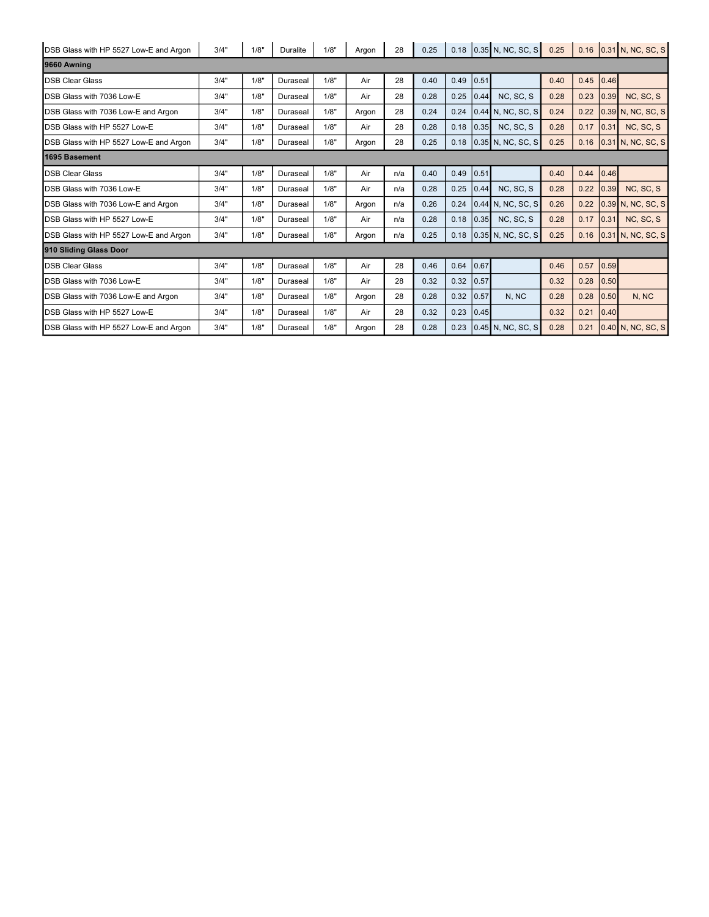| | | | | | | | | | | | | | | |
|---|---|---|---|---|---|---|---|---|---|---|---|---|---|---|
| DSB Glass with HP 5527 Low-E and Argon | 3/4" | 1/8" | Duralite | 1/8" | Argon | 28 | 0.25 | 0.18 | 0.35 | N, NC, SC, S | 0.25 | 0.16 | 0.31 | N, NC, SC, S |
| **9660 Awning** | | | | | | | | | | | | | | |
| DSB Clear Glass | 3/4" | 1/8" | Duraseal | 1/8" | Air | 28 | 0.40 | 0.49 | 0.51 | | 0.40 | 0.45 | 0.46 | |
| DSB Glass with 7036 Low-E | 3/4" | 1/8" | Duraseal | 1/8" | Air | 28 | 0.28 | 0.25 | 0.44 | NC, SC, S | 0.28 | 0.23 | 0.39 | NC, SC, S |
| DSB Glass with 7036 Low-E and Argon | 3/4" | 1/8" | Duraseal | 1/8" | Argon | 28 | 0.24 | 0.24 | 0.44 | N, NC, SC, S | 0.24 | 0.22 | 0.39 | N, NC, SC, S |
| DSB Glass with HP 5527 Low-E | 3/4" | 1/8" | Duraseal | 1/8" | Air | 28 | 0.28 | 0.18 | 0.35 | NC, SC, S | 0.28 | 0.17 | 0.31 | NC, SC, S |
| DSB Glass with HP 5527 Low-E and Argon | 3/4" | 1/8" | Duraseal | 1/8" | Argon | 28 | 0.25 | 0.18 | 0.35 | N, NC, SC, S | 0.25 | 0.16 | 0.31 | N, NC, SC, S |
| **1695 Basement** | | | | | | | | | | | | | | |
| DSB Clear Glass | 3/4" | 1/8" | Duraseal | 1/8" | Air | n/a | 0.40 | 0.49 | 0.51 | | 0.40 | 0.44 | 0.46 | |
| DSB Glass with 7036 Low-E | 3/4" | 1/8" | Duraseal | 1/8" | Air | n/a | 0.28 | 0.25 | 0.44 | NC, SC, S | 0.28 | 0.22 | 0.39 | NC, SC, S |
| DSB Glass with 7036 Low-E and Argon | 3/4" | 1/8" | Duraseal | 1/8" | Argon | n/a | 0.26 | 0.24 | 0.44 | N, NC, SC, S | 0.26 | 0.22 | 0.39 | N, NC, SC, S |
| DSB Glass with HP 5527 Low-E | 3/4" | 1/8" | Duraseal | 1/8" | Air | n/a | 0.28 | 0.18 | 0.35 | NC, SC, S | 0.28 | 0.17 | 0.31 | NC, SC, S |
| DSB Glass with HP 5527 Low-E and Argon | 3/4" | 1/8" | Duraseal | 1/8" | Argon | n/a | 0.25 | 0.18 | 0.35 | N, NC, SC, S | 0.25 | 0.16 | 0.31 | N, NC, SC, S |
| **910 Sliding Glass Door** | | | | | | | | | | | | | | |
| DSB Clear Glass | 3/4" | 1/8" | Duraseal | 1/8" | Air | 28 | 0.46 | 0.64 | 0.67 | | 0.46 | 0.57 | 0.59 | |
| DSB Glass with 7036 Low-E | 3/4" | 1/8" | Duraseal | 1/8" | Air | 28 | 0.32 | 0.32 | 0.57 | | 0.32 | 0.28 | 0.50 | |
| DSB Glass with 7036 Low-E and Argon | 3/4" | 1/8" | Duraseal | 1/8" | Argon | 28 | 0.28 | 0.32 | 0.57 | N, NC | 0.28 | 0.28 | 0.50 | N, NC |
| DSB Glass with HP 5527 Low-E | 3/4" | 1/8" | Duraseal | 1/8" | Air | 28 | 0.32 | 0.23 | 0.45 | | 0.32 | 0.21 | 0.40 | |
| DSB Glass with HP 5527 Low-E and Argon | 3/4" | 1/8" | Duraseal | 1/8" | Argon | 28 | 0.28 | 0.23 | 0.45 | N, NC, SC, S | 0.28 | 0.21 | 0.40 | N, NC, SC, S |